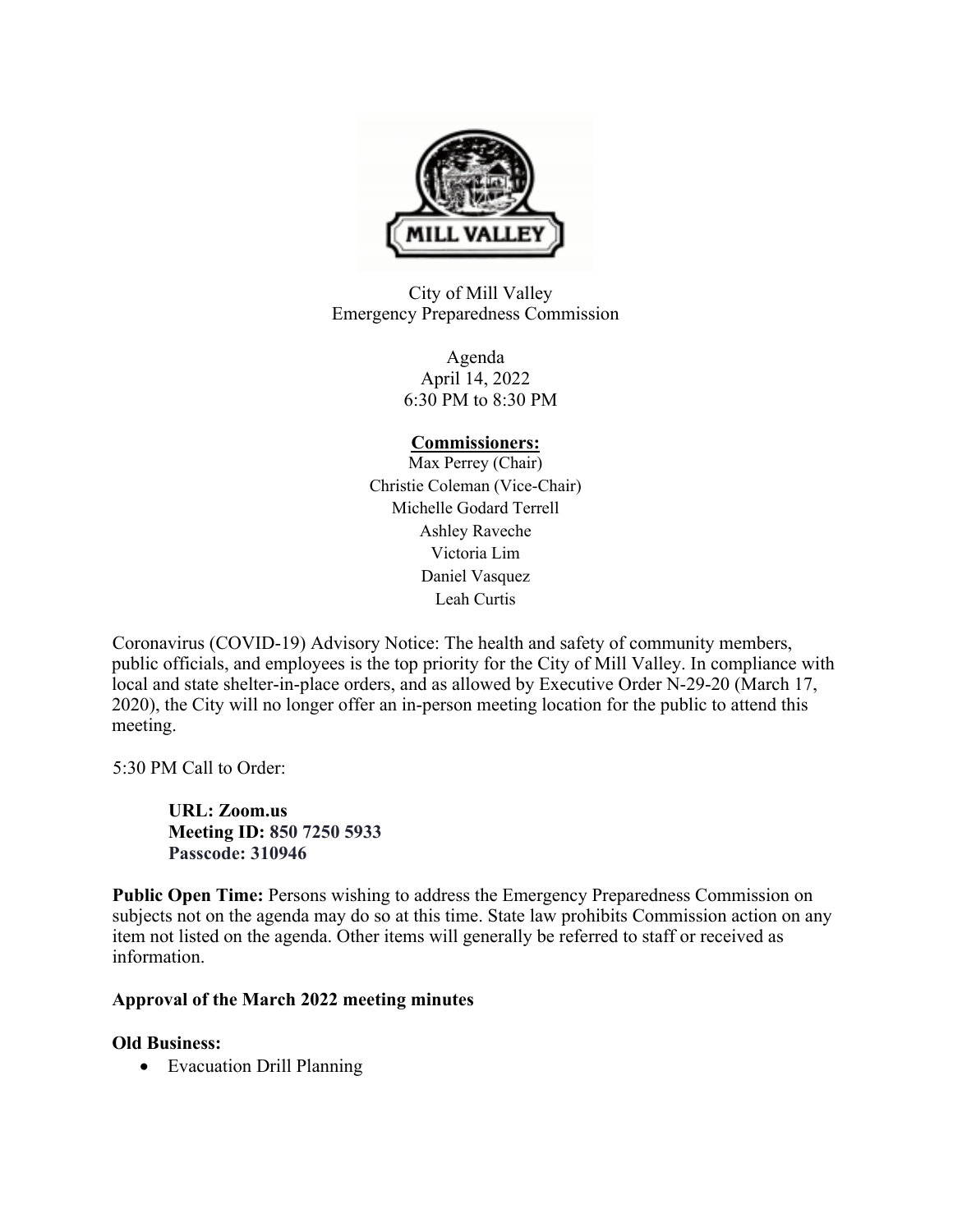City of Mill Valley
Emergency Preparedness Commission

Agenda
April 14, 2022
6:30 PM to 8:30 PM

**Commissioners:**

Max Perrey (Chair)
Christie Coleman (Vice-Chair)
Michelle Godard Terrell
Ashley Raveche
Victoria Lim
Daniel Vasquez
Leah Curtis

Coronavirus (COVID-19) Advisory Notice: The health and safety of community members, public officials, and employees is the top priority for the City of Mill Valley. In compliance with local and state shelter-in-place orders, and as allowed by Executive Order N-29-20 (March 17, 2020), the City will no longer offer an in-person meeting location for the public to attend this meeting.

5:30 PM Call to Order:

> **URL: Zoom.us**
> **Meeting ID: 850 7250 5933**
> **Passcode: 310946**

**Public Open Time:** Persons wishing to address the Emergency Preparedness Commission on subjects not on the agenda may do so at this time. State law prohibits Commission action on any item not listed on the agenda. Other items will generally be referred to staff or received as information.

**Approval of the March 2022 meeting minutes**

**Old Business:**

- Evacuation Drill Planning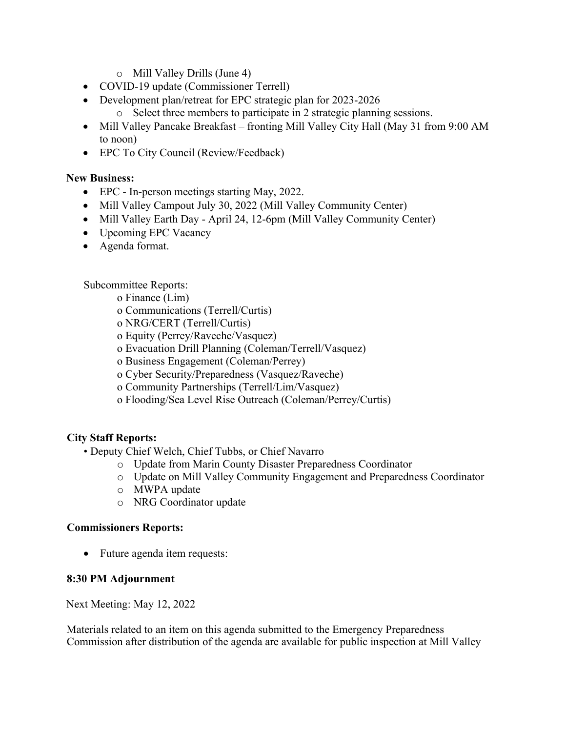- Mill Valley Drills (June 4)
- COVID-19 update (Commissioner Terrell)
- Development plan/retreat for EPC strategic plan for 2023-2026
  - Select three members to participate in 2 strategic planning sessions.
- Mill Valley Pancake Breakfast – fronting Mill Valley City Hall (May 31 from 9:00 AM to noon)
- EPC To City Council (Review/Feedback)

**New Business:**

- EPC - In-person meetings starting May, 2022.
- Mill Valley Campout July 30, 2022 (Mill Valley Community Center)
- Mill Valley Earth Day - April 24, 12-6pm (Mill Valley Community Center)
- Upcoming EPC Vacancy
- Agenda format.

Subcommittee Reports:

- o Finance (Lim)
- o Communications (Terrell/Curtis)
- o NRG/CERT (Terrell/Curtis)
- o Equity (Perrey/Raveche/Vasquez)
- o Evacuation Drill Planning (Coleman/Terrell/Vasquez)
- o Business Engagement (Coleman/Perrey)
- o Cyber Security/Preparedness (Vasquez/Raveche)
- o Community Partnerships (Terrell/Lim/Vasquez)
- o Flooding/Sea Level Rise Outreach (Coleman/Perrey/Curtis)

**City Staff Reports:**

- Deputy Chief Welch, Chief Tubbs, or Chief Navarro
  - Update from Marin County Disaster Preparedness Coordinator
  - Update on Mill Valley Community Engagement and Preparedness Coordinator
  - MWPA update
  - NRG Coordinator update

**Commissioners Reports:**

- Future agenda item requests:

**8:30 PM Adjournment**

Next Meeting: May 12, 2022

Materials related to an item on this agenda submitted to the Emergency Preparedness Commission after distribution of the agenda are available for public inspection at Mill Valley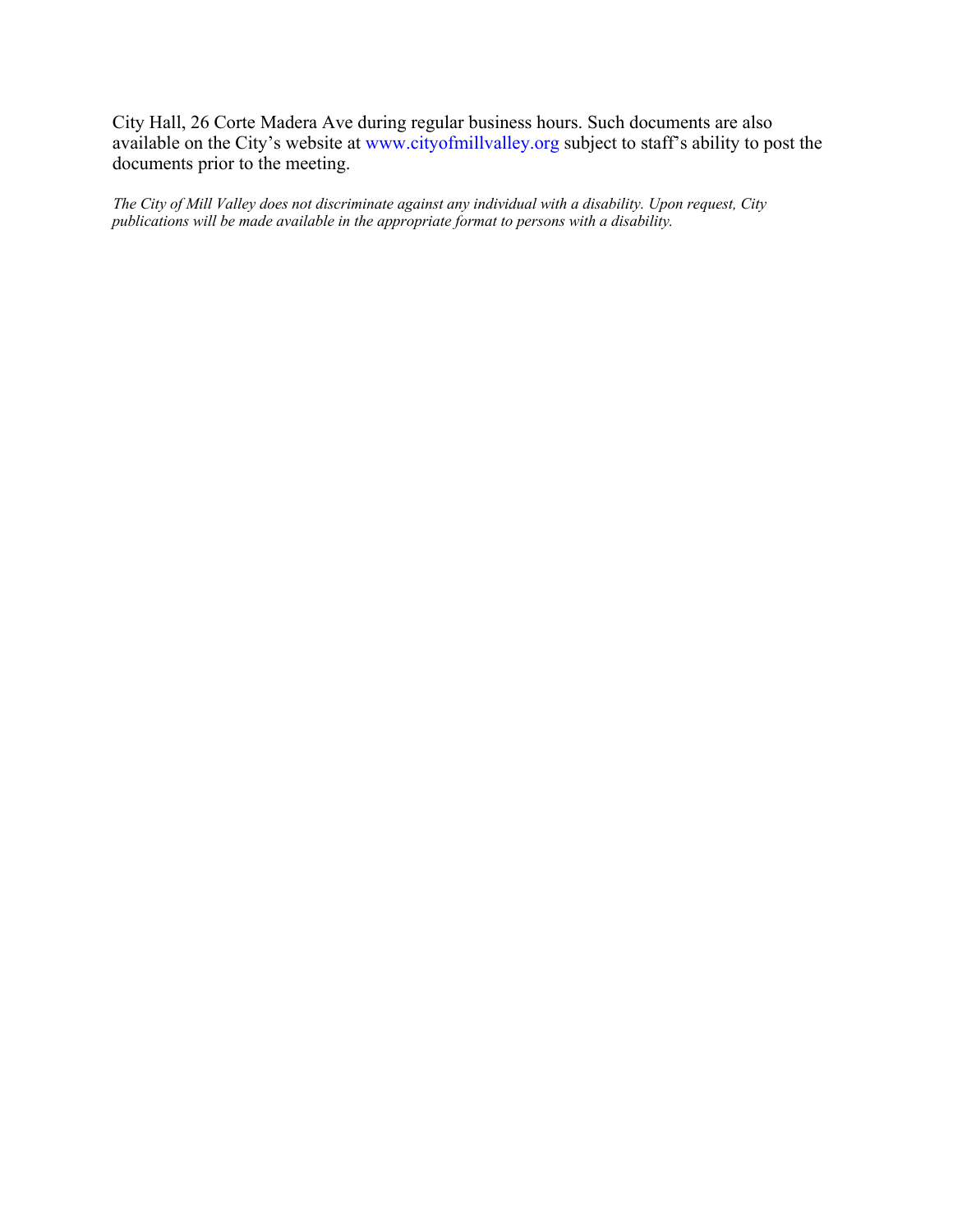City Hall, 26 Corte Madera Ave during regular business hours. Such documents are also available on the City's website at www.cityofmillvalley.org subject to staff's ability to post the documents prior to the meeting.

*The City of Mill Valley does not discriminate against any individual with a disability. Upon request, City publications will be made available in the appropriate format to persons with a disability.*